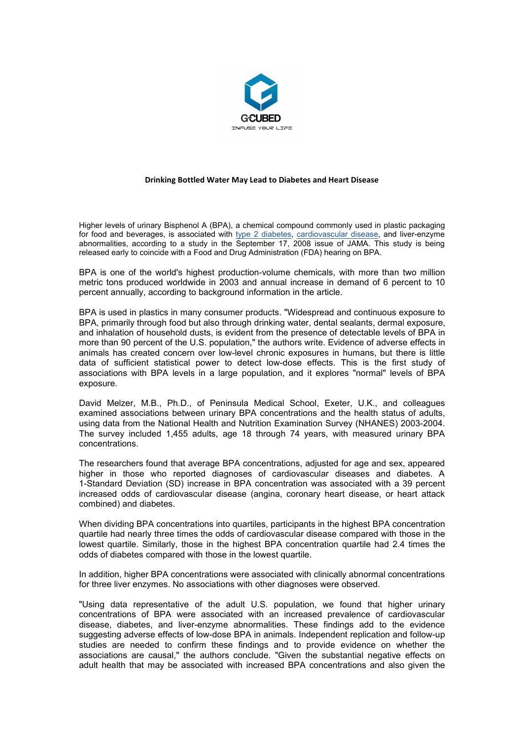GCUBED

INFUSE YOUR LIFE

**Drinking Bottled Water May Lead to Diabetes and Heart Disease**

Higher levels of urinary Bisphenol A (BPA), a chemical compound commonly used in plastic packaging for food and beverages, is associated with type 2 diabetes, cardiovascular disease, and liver-enzyme abnormalities, according to a study in the September 17, 2008 issue of JAMA. This study is being released early to coincide with a Food and Drug Administration (FDA) hearing on BPA.

BPA is one of the world's highest production-volume chemicals, with more than two million metric tons produced worldwide in 2003 and annual increase in demand of 6 percent to 10 percent annually, according to background information in the article.

BPA is used in plastics in many consumer products. "Widespread and continuous exposure to BPA, primarily through food but also through drinking water, dental sealants, dermal exposure, and inhalation of household dusts, is evident from the presence of detectable levels of BPA in more than 90 percent of the U.S. population," the authors write. Evidence of adverse effects in animals has created concern over low-level chronic exposures in humans, but there is little data of sufficient statistical power to detect low-dose effects. This is the first study of associations with BPA levels in a large population, and it explores "normal" levels of BPA exposure.

David Melzer, M.B., Ph.D., of Peninsula Medical School, Exeter, U.K., and colleagues examined associations between urinary BPA concentrations and the health status of adults, using data from the National Health and Nutrition Examination Survey (NHANES) 2003-2004. The survey included 1,455 adults, age 18 through 74 years, with measured urinary BPA concentrations.

The researchers found that average BPA concentrations, adjusted for age and sex, appeared higher in those who reported diagnoses of cardiovascular diseases and diabetes. A 1-Standard Deviation (SD) increase in BPA concentration was associated with a 39 percent increased odds of cardiovascular disease (angina, coronary heart disease, or heart attack combined) and diabetes.

When dividing BPA concentrations into quartiles, participants in the highest BPA concentration quartile had nearly three times the odds of cardiovascular disease compared with those in the lowest quartile. Similarly, those in the highest BPA concentration quartile had 2.4 times the odds of diabetes compared with those in the lowest quartile.

In addition, higher BPA concentrations were associated with clinically abnormal concentrations for three liver enzymes. No associations with other diagnoses were observed.

"Using data representative of the adult U.S. population, we found that higher urinary concentrations of BPA were associated with an increased prevalence of cardiovascular disease, diabetes, and liver-enzyme abnormalities. These findings add to the evidence suggesting adverse effects of low-dose BPA in animals. Independent replication and follow-up studies are needed to confirm these findings and to provide evidence on whether the associations are causal," the authors conclude. "Given the substantial negative effects on adult health that may be associated with increased BPA concentrations and also given the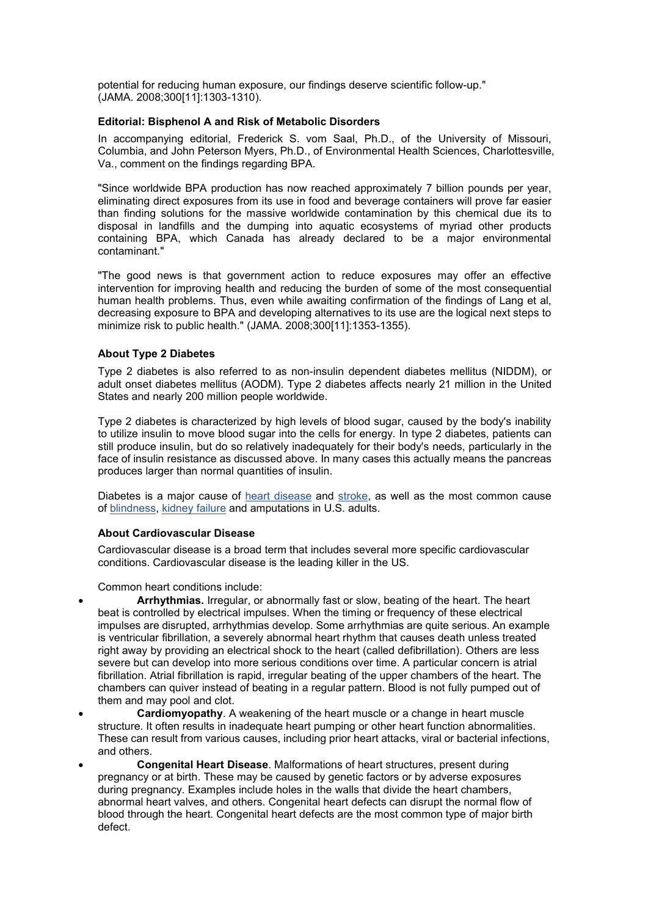potential for reducing human exposure, our findings deserve scientific follow-up." (JAMA. 2008;300[11]:1303-1310).

**Editorial: Bisphenol A and Risk of Metabolic Disorders**

In accompanying editorial, Frederick S. vom Saal, Ph.D., of the University of Missouri, Columbia, and John Peterson Myers, Ph.D., of Environmental Health Sciences, Charlottesville, Va., comment on the findings regarding BPA.

"Since worldwide BPA production has now reached approximately 7 billion pounds per year, eliminating direct exposures from its use in food and beverage containers will prove far easier than finding solutions for the massive worldwide contamination by this chemical due its to disposal in landfills and the dumping into aquatic ecosystems of myriad other products containing BPA, which Canada has already declared to be a major environmental contaminant."

"The good news is that government action to reduce exposures may offer an effective intervention for improving health and reducing the burden of some of the most consequential human health problems. Thus, even while awaiting confirmation of the findings of Lang et al, decreasing exposure to BPA and developing alternatives to its use are the logical next steps to minimize risk to public health." (JAMA. 2008;300[11]:1353-1355).

**About Type 2 Diabetes**

Type 2 diabetes is also referred to as non-insulin dependent diabetes mellitus (NIDDM), or adult onset diabetes mellitus (AODM). Type 2 diabetes affects nearly 21 million in the United States and nearly 200 million people worldwide.

Type 2 diabetes is characterized by high levels of blood sugar, caused by the body's inability to utilize insulin to move blood sugar into the cells for energy. In type 2 diabetes, patients can still produce insulin, but do so relatively inadequately for their body's needs, particularly in the face of insulin resistance as discussed above. In many cases this actually means the pancreas produces larger than normal quantities of insulin.

Diabetes is a major cause of heart disease and stroke, as well as the most common cause of blindness, kidney failure and amputations in U.S. adults.

**About Cardiovascular Disease**

Cardiovascular disease is a broad term that includes several more specific cardiovascular conditions. Cardiovascular disease is the leading killer in the US.

Common heart conditions include:

- **Arrhythmias.** Irregular, or abnormally fast or slow, beating of the heart. The heart beat is controlled by electrical impulses. When the timing or frequency of these electrical impulses are disrupted, arrhythmias develop. Some arrhythmias are quite serious. An example is ventricular fibrillation, a severely abnormal heart rhythm that causes death unless treated right away by providing an electrical shock to the heart (called defibrillation). Others are less severe but can develop into more serious conditions over time. A particular concern is atrial fibrillation. Atrial fibrillation is rapid, irregular beating of the upper chambers of the heart. The chambers can quiver instead of beating in a regular pattern. Blood is not fully pumped out of them and may pool and clot.
- **Cardiomyopathy**. A weakening of the heart muscle or a change in heart muscle structure. It often results in inadequate heart pumping or other heart function abnormalities. These can result from various causes, including prior heart attacks, viral or bacterial infections, and others.
- **Congenital Heart Disease**. Malformations of heart structures, present during pregnancy or at birth. These may be caused by genetic factors or by adverse exposures during pregnancy. Examples include holes in the walls that divide the heart chambers, abnormal heart valves, and others. Congenital heart defects can disrupt the normal flow of blood through the heart. Congenital heart defects are the most common type of major birth defect.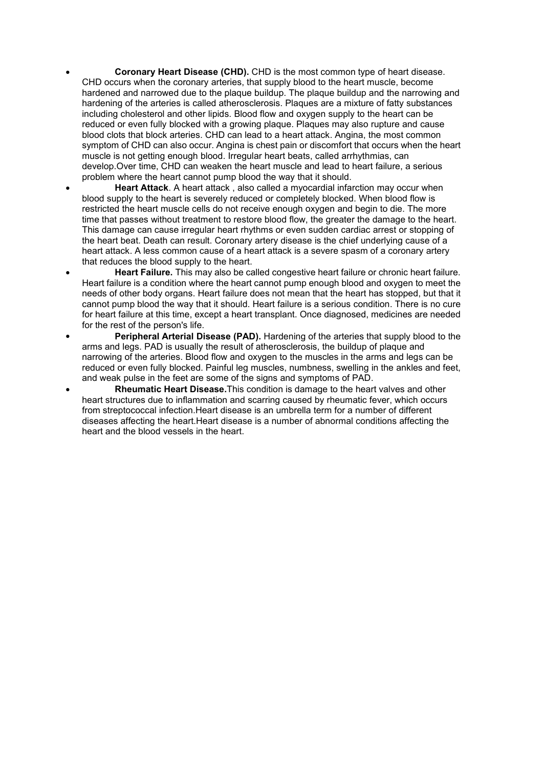- **Coronary Heart Disease (CHD).** CHD is the most common type of heart disease. CHD occurs when the coronary arteries, that supply blood to the heart muscle, become hardened and narrowed due to the plaque buildup. The plaque buildup and the narrowing and hardening of the arteries is called atherosclerosis. Plaques are a mixture of fatty substances including cholesterol and other lipids. Blood flow and oxygen supply to the heart can be reduced or even fully blocked with a growing plaque. Plaques may also rupture and cause blood clots that block arteries. CHD can lead to a heart attack. Angina, the most common symptom of CHD can also occur. Angina is chest pain or discomfort that occurs when the heart muscle is not getting enough blood. Irregular heart beats, called arrhythmias, can develop.Over time, CHD can weaken the heart muscle and lead to heart failure, a serious problem where the heart cannot pump blood the way that it should.
- **Heart Attack**. A heart attack , also called a myocardial infarction may occur when blood supply to the heart is severely reduced or completely blocked. When blood flow is restricted the heart muscle cells do not receive enough oxygen and begin to die. The more time that passes without treatment to restore blood flow, the greater the damage to the heart. This damage can cause irregular heart rhythms or even sudden cardiac arrest or stopping of the heart beat. Death can result. Coronary artery disease is the chief underlying cause of a heart attack. A less common cause of a heart attack is a severe spasm of a coronary artery that reduces the blood supply to the heart.
- **Heart Failure.** This may also be called congestive heart failure or chronic heart failure. Heart failure is a condition where the heart cannot pump enough blood and oxygen to meet the needs of other body organs. Heart failure does not mean that the heart has stopped, but that it cannot pump blood the way that it should. Heart failure is a serious condition. There is no cure for heart failure at this time, except a heart transplant. Once diagnosed, medicines are needed for the rest of the person's life.
- **Peripheral Arterial Disease (PAD).** Hardening of the arteries that supply blood to the arms and legs. PAD is usually the result of atherosclerosis, the buildup of plaque and narrowing of the arteries. Blood flow and oxygen to the muscles in the arms and legs can be reduced or even fully blocked. Painful leg muscles, numbness, swelling in the ankles and feet, and weak pulse in the feet are some of the signs and symptoms of PAD.
- **Rheumatic Heart Disease.**This condition is damage to the heart valves and other heart structures due to inflammation and scarring caused by rheumatic fever, which occurs from streptococcal infection.Heart disease is an umbrella term for a number of different diseases affecting the heart.Heart disease is a number of abnormal conditions affecting the heart and the blood vessels in the heart.